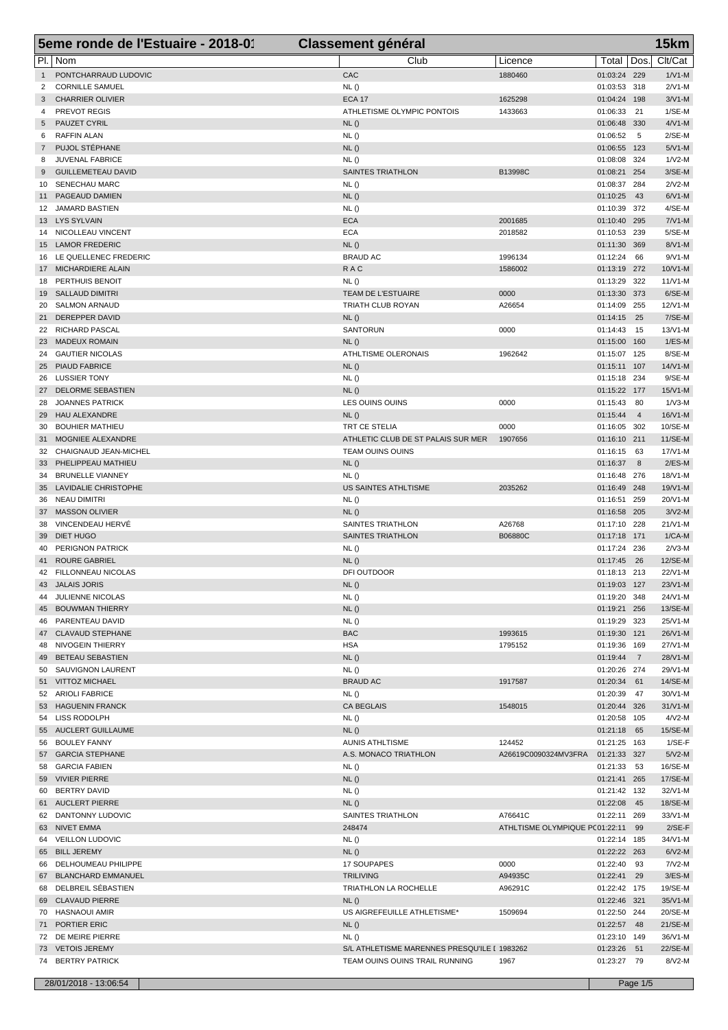# 5eme ronde de l'Estuaire - 2018-01 — Classement général — 15km

| Pl. | Nom | Club | Licence | Total | Dos. | Clt/Cat |
|---|---|---|---|---|---|---|
| 1 | PONTCHARRAUD LUDOVIC | CAC | 1880460 | 01:03:24 | 229 | 1/V1-M |
| 2 | CORNILLE SAMUEL | NL () | | 01:03:53 | 318 | 2/V1-M |
| 3 | CHARRIER OLIVIER | ECA 17 | 1625298 | 01:04:24 | 198 | 3/V1-M |
| 4 | PREVOT REGIS | ATHLETISME OLYMPIC PONTOIS | 1433663 | 01:06:33 | 21 | 1/SE-M |
| 5 | PAUZET CYRIL | NL () | | 01:06:48 | 330 | 4/V1-M |
| 6 | RAFFIN ALAN | NL () | | 01:06:52 | 5 | 2/SE-M |
| 7 | PUJOL STÉPHANE | NL () | | 01:06:55 | 123 | 5/V1-M |
| 8 | JUVENAL FABRICE | NL () | | 01:08:08 | 324 | 1/V2-M |
| 9 | GUILLEMETEAU DAVID | SAINTES TRIATHLON | B13998C | 01:08:21 | 254 | 3/SE-M |
| 10 | SENECHAU MARC | NL () | | 01:08:37 | 284 | 2/V2-M |
| 11 | PAGEAUD DAMIEN | NL () | | 01:10:25 | 43 | 6/V1-M |
| 12 | JAMARD BASTIEN | NL () | | 01:10:39 | 372 | 4/SE-M |
| 13 | LYS SYLVAIN | ECA | 2001685 | 01:10:40 | 295 | 7/V1-M |
| 14 | NICOLLEAU VINCENT | ECA | 2018582 | 01:10:53 | 239 | 5/SE-M |
| 15 | LAMOR FREDERIC | NL () | | 01:11:30 | 369 | 8/V1-M |
| 16 | LE QUELLENEC FREDERIC | BRAUD AC | 1996134 | 01:12:24 | 66 | 9/V1-M |
| 17 | MICHARDIERE ALAIN | R A C | 1586002 | 01:13:19 | 272 | 10/V1-M |
| 18 | PERTHUIS BENOIT | NL () | | 01:13:29 | 322 | 11/V1-M |
| 19 | SALLAUD DIMITRI | TEAM DE L'ESTUAIRE | 0000 | 01:13:30 | 373 | 6/SE-M |
| 20 | SALMON ARNAUD | TRIATH CLUB ROYAN | A26654 | 01:14:09 | 255 | 12/V1-M |
| 21 | DEREPPER DAVID | NL () | | 01:14:15 | 25 | 7/SE-M |
| 22 | RICHARD PASCAL | SANTORUN | 0000 | 01:14:43 | 15 | 13/V1-M |
| 23 | MADEUX ROMAIN | NL () | | 01:15:00 | 160 | 1/ES-M |
| 24 | GAUTIER NICOLAS | ATHLTISME OLERONAIS | 1962642 | 01:15:07 | 125 | 8/SE-M |
| 25 | PIAUD FABRICE | NL () | | 01:15:11 | 107 | 14/V1-M |
| 26 | LUSSIER TONY | NL () | | 01:15:18 | 234 | 9/SE-M |
| 27 | DELORME SEBASTIEN | NL () | | 01:15:22 | 177 | 15/V1-M |
| 28 | JOANNES PATRICK | LES OUINS OUINS | 0000 | 01:15:43 | 80 | 1/V3-M |
| 29 | HAU ALEXANDRE | NL () | | 01:15:44 | 4 | 16/V1-M |
| 30 | BOUHIER MATHIEU | TRT CE STELIA | 0000 | 01:16:05 | 302 | 10/SE-M |
| 31 | MOGNIEE ALEXANDRE | ATHLETIC CLUB DE ST PALAIS SUR MER | 1907656 | 01:16:10 | 211 | 11/SE-M |
| 32 | CHAIGNAUD JEAN-MICHEL | TEAM OUINS OUINS | | 01:16:15 | 63 | 17/V1-M |
| 33 | PHELIPPEAU MATHIEU | NL () | | 01:16:37 | 8 | 2/ES-M |
| 34 | BRUNELLE VIANNEY | NL () | | 01:16:48 | 276 | 18/V1-M |
| 35 | LAVIDALIE CHRISTOPHE | US SAINTES ATHLTISME | 2035262 | 01:16:49 | 248 | 19/V1-M |
| 36 | NEAU DIMITRI | NL () | | 01:16:51 | 259 | 20/V1-M |
| 37 | MASSON OLIVIER | NL () | | 01:16:58 | 205 | 3/V2-M |
| 38 | VINCENDEAU HERVÉ | SAINTES TRIATHLON | A26768 | 01:17:10 | 228 | 21/V1-M |
| 39 | DIET HUGO | SAINTES TRIATHLON | B06880C | 01:17:18 | 171 | 1/CA-M |
| 40 | PERIGNON PATRICK | NL () | | 01:17:24 | 236 | 2/V3-M |
| 41 | ROURE GABRIEL | NL () | | 01:17:45 | 26 | 12/SE-M |
| 42 | FILLONNEAU NICOLAS | DFI OUTDOOR | | 01:18:13 | 213 | 22/V1-M |
| 43 | JALAIS JORIS | NL () | | 01:19:03 | 127 | 23/V1-M |
| 44 | JULIENNE NICOLAS | NL () | | 01:19:20 | 348 | 24/V1-M |
| 45 | BOUWMAN THIERRY | NL () | | 01:19:21 | 256 | 13/SE-M |
| 46 | PARENTEAU DAVID | NL () | | 01:19:29 | 323 | 25/V1-M |
| 47 | CLAVAUD STEPHANE | BAC | 1993615 | 01:19:30 | 121 | 26/V1-M |
| 48 | NIVOGEIN THIERRY | HSA | 1795152 | 01:19:36 | 169 | 27/V1-M |
| 49 | BETEAU SEBASTIEN | NL () | | 01:19:44 | 7 | 28/V1-M |
| 50 | SAUVIGNON LAURENT | NL () | | 01:20:26 | 274 | 29/V1-M |
| 51 | VITTOZ MICHAEL | BRAUD AC | 1917587 | 01:20:34 | 61 | 14/SE-M |
| 52 | ARIOLI FABRICE | NL () | | 01:20:39 | 47 | 30/V1-M |
| 53 | HAGUENIN FRANCK | CA BEGLAIS | 1548015 | 01:20:44 | 326 | 31/V1-M |
| 54 | LISS RODOLPH | NL () | | 01:20:58 | 105 | 4/V2-M |
| 55 | AUCLERT GUILLAUME | NL () | | 01:21:18 | 65 | 15/SE-M |
| 56 | BOULEY FANNY | AUNIS ATHLTISME | 124452 | 01:21:25 | 163 | 1/SE-F |
| 57 | GARCIA STEPHANE | A.S. MONACO TRIATHLON | A26619C0090324MV3FRA | 01:21:33 | 327 | 5/V2-M |
| 58 | GARCIA FABIEN | NL () | | 01:21:33 | 53 | 16/SE-M |
| 59 | VIVIER PIERRE | NL () | | 01:21:41 | 265 | 17/SE-M |
| 60 | BERTRY DAVID | NL () | | 01:21:42 | 132 | 32/V1-M |
| 61 | AUCLERT PIERRE | NL () | | 01:22:08 | 45 | 18/SE-M |
| 62 | DANTONNY LUDOVIC | SAINTES TRIATHLON | A76641C | 01:22:11 | 269 | 33/V1-M |
| 63 | NIVET EMMA | 248474 | ATHLTISME OLYMPIQUE PC | 01:22:11 | 99 | 2/SE-F |
| 64 | VEILLON LUDOVIC | NL () | | 01:22:14 | 185 | 34/V1-M |
| 65 | BILL JEREMY | NL () | | 01:22:22 | 263 | 6/V2-M |
| 66 | DELHOUMEAU PHILIPPE | 17 SOUPAPES | 0000 | 01:22:40 | 93 | 7/V2-M |
| 67 | BLANCHARD EMMANUEL | TRILIVING | A94935C | 01:22:41 | 29 | 3/ES-M |
| 68 | DELBREIL SÉBASTIEN | TRIATHLON LA ROCHELLE | A96291C | 01:22:42 | 175 | 19/SE-M |
| 69 | CLAVAUD PIERRE | NL () | | 01:22:46 | 321 | 35/V1-M |
| 70 | HASNAOUI AMIR | US AIGREFEUILLE ATHLETISME* | 1509694 | 01:22:50 | 244 | 20/SE-M |
| 71 | PORTIER ERIC | NL () | | 01:22:57 | 48 | 21/SE-M |
| 72 | DE MEIRE PIERRE | NL () | | 01:23:10 | 149 | 36/V1-M |
| 73 | VETOIS JEREMY | S/L ATHLETISME MARENNES PRESQU'ILE I | 1983262 | 01:23:26 | 51 | 22/SE-M |
| 74 | BERTRY PATRICK | TEAM OUINS OUINS TRAIL RUNNING | 1967 | 01:23:27 | 79 | 8/V2-M |

28/01/2018 - 13:06:54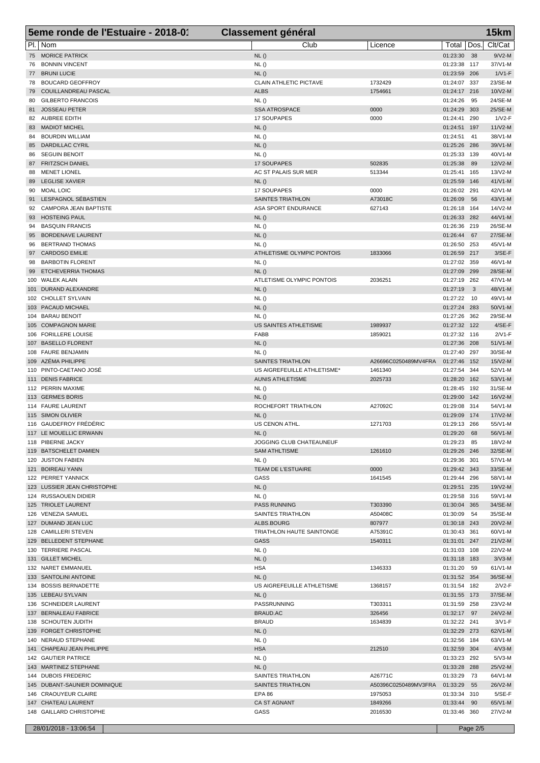# 5eme ronde de l'Estuaire - 2018-01 — Classement général — 15km

| Pl. | Nom | Club | Licence | Total | Dos. | Clt/Cat |
|---|---|---|---|---|---|---|
| 75 | MORICE PATRICK | NL () | | 01:23:30 | 38 | 9/V2-M |
| 76 | BONNIN VINCENT | NL () | | 01:23:38 | 117 | 37/V1-M |
| 77 | BRUNI LUCIE | NL () | | 01:23:59 | 206 | 1/V1-F |
| 78 | BOUCARD GEOFFROY | CLAIN ATHLETIC PICTAVE | 1732429 | 01:24:07 | 337 | 23/SE-M |
| 79 | COUILLANDREAU PASCAL | ALBS | 1754661 | 01:24:17 | 216 | 10/V2-M |
| 80 | GILBERTO FRANCOIS | NL () | | 01:24:26 | 95 | 24/SE-M |
| 81 | JOSSEAU PETER | SSA ATROSPACE | 0000 | 01:24:29 | 303 | 25/SE-M |
| 82 | AUBREE EDITH | 17 SOUPAPES | 0000 | 01:24:41 | 290 | 1/V2-F |
| 83 | MADIOT MICHEL | NL () | | 01:24:51 | 197 | 11/V2-M |
| 84 | BOURDIN WILLIAM | NL () | | 01:24:51 | 41 | 38/V1-M |
| 85 | DARDILLAC CYRIL | NL () | | 01:25:26 | 286 | 39/V1-M |
| 86 | SEGUIN BENOIT | NL () | | 01:25:33 | 139 | 40/V1-M |
| 87 | FRITZSCH DANIEL | 17 SOUPAPES | 502835 | 01:25:38 | 89 | 12/V2-M |
| 88 | MENET LIONEL | AC ST PALAIS SUR MER | 513344 | 01:25:41 | 165 | 13/V2-M |
| 89 | LEGLISE XAVIER | NL () | | 01:25:59 | 146 | 41/V1-M |
| 90 | MOAL LOIC | 17 SOUPAPES | 0000 | 01:26:02 | 291 | 42/V1-M |
| 91 | LESPAGNOL SÉBASTIEN | SAINTES TRIATHLON | A73018C | 01:26:09 | 56 | 43/V1-M |
| 92 | CAMPORA JEAN BAPTISTE | ASA SPORT ENDURANCE | 627143 | 01:26:18 | 164 | 14/V2-M |
| 93 | HOSTEING PAUL | NL () | | 01:26:33 | 282 | 44/V1-M |
| 94 | BASQUIN FRANCIS | NL () | | 01:26:36 | 219 | 26/SE-M |
| 95 | BORDENAVE LAURENT | NL () | | 01:26:44 | 67 | 27/SE-M |
| 96 | BERTRAND THOMAS | NL () | | 01:26:50 | 253 | 45/V1-M |
| 97 | CARDOSO EMILIE | ATHLETISME OLYMPIC PONTOIS | 1833066 | 01:26:59 | 217 | 3/SE-F |
| 98 | BARBOTIN FLORENT | NL () | | 01:27:02 | 359 | 46/V1-M |
| 99 | ETCHEVERRIA THOMAS | NL () | | 01:27:09 | 299 | 28/SE-M |
| 100 | WALEK ALAIN | ATLETISME OLYMPIC PONTOIS | 2036251 | 01:27:19 | 262 | 47/V1-M |
| 101 | DURAND ALEXANDRE | NL () | | 01:27:19 | 3 | 48/V1-M |
| 102 | CHOLLET SYLVAIN | NL () | | 01:27:22 | 10 | 49/V1-M |
| 103 | PACAUD MICHAEL | NL () | | 01:27:24 | 283 | 50/V1-M |
| 104 | BARAU BENOIT | NL () | | 01:27:26 | 362 | 29/SE-M |
| 105 | COMPAGNON MARIE | US SAINTES ATHLETISME | 1989937 | 01:27:32 | 122 | 4/SE-F |
| 106 | FORILLERE LOUISE | FABB | 1859021 | 01:27:32 | 116 | 2/V1-F |
| 107 | BASELLO FLORENT | NL () | | 01:27:36 | 208 | 51/V1-M |
| 108 | FAURE BENJAMIN | NL () | | 01:27:40 | 297 | 30/SE-M |
| 109 | AZÉMA PHILIPPE | SAINTES TRIATHLON | A26696C0250489MV4FRA | 01:27:46 | 152 | 15/V2-M |
| 110 | PINTO-CAETANO JOSÉ | US AIGREFEUILLE ATHLETISME* | 1461340 | 01:27:54 | 344 | 52/V1-M |
| 111 | DENIS FABRICE | AUNIS ATHLETISME | 2025733 | 01:28:20 | 162 | 53/V1-M |
| 112 | PERRIN MAXIME | NL () | | 01:28:45 | 192 | 31/SE-M |
| 113 | GERMES BORIS | NL () | | 01:29:00 | 142 | 16/V2-M |
| 114 | FAURE LAURENT | ROCHEFORT TRIATHLON | A27092C | 01:29:08 | 314 | 54/V1-M |
| 115 | SIMON OLIVIER | NL () | | 01:29:09 | 174 | 17/V2-M |
| 116 | GAUDEFROY FRÉDÉRIC | US CENON ATHL. | 1271703 | 01:29:13 | 266 | 55/V1-M |
| 117 | LE MOUELLIC ERWANN | NL () | | 01:29:20 | 68 | 56/V1-M |
| 118 | PIBERNE JACKY | JOGGING CLUB CHATEAUNEUF | | 01:29:23 | 85 | 18/V2-M |
| 119 | BATSCHELET DAMIEN | SAM ATHLTISME | 1261610 | 01:29:26 | 246 | 32/SE-M |
| 120 | JUSTON FABIEN | NL () | | 01:29:36 | 301 | 57/V1-M |
| 121 | BOIREAU YANN | TEAM DE L'ESTUAIRE | 0000 | 01:29:42 | 343 | 33/SE-M |
| 122 | PERRET YANNICK | GASS | 1641545 | 01:29:44 | 296 | 58/V1-M |
| 123 | LUSSIER JEAN CHRISTOPHE | NL () | | 01:29:51 | 235 | 19/V2-M |
| 124 | RUSSAOUEN DIDIER | NL () | | 01:29:58 | 316 | 59/V1-M |
| 125 | TRIOLET LAURENT | PASS RUNNING | T303390 | 01:30:04 | 365 | 34/SE-M |
| 126 | VENEZIA SAMUEL | SAINTES TRIATHLON | A50408C | 01:30:09 | 54 | 35/SE-M |
| 127 | DUMAND JEAN LUC | ALBS.BOURG | 807977 | 01:30:18 | 243 | 20/V2-M |
| 128 | CAMILLERI STEVEN | TRIATHLON HAUTE SAINTONGE | A75391C | 01:30:43 | 361 | 60/V1-M |
| 129 | BELLEDENT STEPHANE | GASS | 1540311 | 01:31:01 | 247 | 21/V2-M |
| 130 | TERRIERE PASCAL | NL () | | 01:31:03 | 108 | 22/V2-M |
| 131 | GILLET MICHEL | NL () | | 01:31:18 | 183 | 3/V3-M |
| 132 | NARET EMMANUEL | HSA | 1346333 | 01:31:20 | 59 | 61/V1-M |
| 133 | SANTOLINI ANTOINE | NL () | | 01:31:52 | 354 | 36/SE-M |
| 134 | BOSSIS BERNADETTE | US AIGREFEUILLE ATHLETISME | 1368157 | 01:31:54 | 182 | 2/V2-F |
| 135 | LEBEAU SYLVAIN | NL () | | 01:31:55 | 173 | 37/SE-M |
| 136 | SCHNEIDER LAURENT | PASSRUNNING | T303311 | 01:31:59 | 258 | 23/V2-M |
| 137 | BERNALEAU FABRICE | BRAUD.AC | 326456 | 01:32:17 | 97 | 24/V2-M |
| 138 | SCHOUTEN JUDITH | BRAUD | 1634839 | 01:32:22 | 241 | 3/V1-F |
| 139 | FORGET CHRISTOPHE | NL () | | 01:32:29 | 273 | 62/V1-M |
| 140 | NERAUD STEPHANE | NL () | | 01:32:56 | 184 | 63/V1-M |
| 141 | CHAPEAU JEAN PHILIPPE | HSA | 212510 | 01:32:59 | 304 | 4/V3-M |
| 142 | GAUTIER PATRICE | NL () | | 01:33:23 | 292 | 5/V3-M |
| 143 | MARTINEZ STEPHANE | NL () | | 01:33:28 | 288 | 25/V2-M |
| 144 | DUBOIS FREDERIC | SAINTES TRIATHLON | A26771C | 01:33:29 | 73 | 64/V1-M |
| 145 | DUBANT-SAUNIER DOMINIQUE | SAINTES TRIATHLON | A50396C0250489MV3FRA | 01:33:29 | 55 | 26/V2-M |
| 146 | CRAOUYEUR CLAIRE | EPA 86 | 1975053 | 01:33:34 | 310 | 5/SE-F |
| 147 | CHATEAU LAURENT | CA ST AGNANT | 1849266 | 01:33:44 | 90 | 65/V1-M |
| 148 | GAILLARD CHRISTOPHE | GASS | 2016530 | 01:33:46 | 360 | 27/V2-M |

28/01/2018 - 13:06:54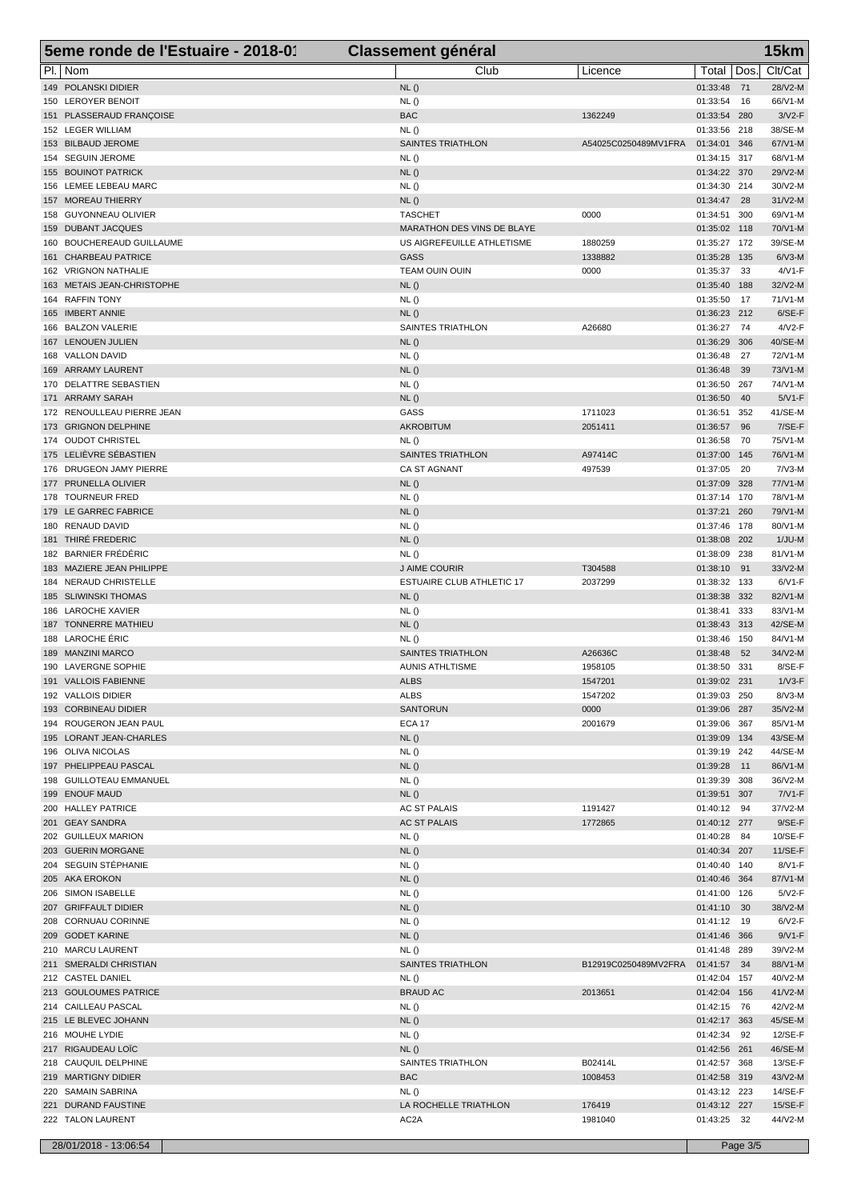# 5eme ronde de l'Estuaire - 2018-01 — Classement général — 15km

| Pl. | Nom | Club | Licence | Total | Dos. | Clt/Cat |
|---|---|---|---|---|---|---|
| 149 | POLANSKI DIDIER | NL () | | 01:33:48 | 71 | 28/V2-M |
| 150 | LEROYER BENOIT | NL () | | 01:33:54 | 16 | 66/V1-M |
| 151 | PLASSERAUD FRANÇOISE | BAC | 1362249 | 01:33:54 | 280 | 3/V2-F |
| 152 | LEGER WILLIAM | NL () | | 01:33:56 | 218 | 38/SE-M |
| 153 | BILBAUD JEROME | SAINTES TRIATHLON | A54025C0250489MV1FRA | 01:34:01 | 346 | 67/V1-M |
| 154 | SEGUIN JEROME | NL () | | 01:34:15 | 317 | 68/V1-M |
| 155 | BOUINOT PATRICK | NL () | | 01:34:22 | 370 | 29/V2-M |
| 156 | LEMEE LEBEAU MARC | NL () | | 01:34:30 | 214 | 30/V2-M |
| 157 | MOREAU THIERRY | NL () | | 01:34:47 | 28 | 31/V2-M |
| 158 | GUYONNEAU OLIVIER | TASCHET | 0000 | 01:34:51 | 300 | 69/V1-M |
| 159 | DUBANT JACQUES | MARATHON DES VINS DE BLAYE | | 01:35:02 | 118 | 70/V1-M |
| 160 | BOUCHEREAUD GUILLAUME | US AIGREFEUILLE ATHLETISME | 1880259 | 01:35:27 | 172 | 39/SE-M |
| 161 | CHARBEAU PATRICE | GASS | 1338882 | 01:35:28 | 135 | 6/V3-M |
| 162 | VRIGNON NATHALIE | TEAM OUIN OUIN | 0000 | 01:35:37 | 33 | 4/V1-F |
| 163 | METAIS JEAN-CHRISTOPHE | NL () | | 01:35:40 | 188 | 32/V2-M |
| 164 | RAFFIN TONY | NL () | | 01:35:50 | 17 | 71/V1-M |
| 165 | IMBERT ANNIE | NL () | | 01:36:23 | 212 | 6/SE-F |
| 166 | BALZON VALERIE | SAINTES TRIATHLON | A26680 | 01:36:27 | 74 | 4/V2-F |
| 167 | LENOUEN JULIEN | NL () | | 01:36:29 | 306 | 40/SE-M |
| 168 | VALLON DAVID | NL () | | 01:36:48 | 27 | 72/V1-M |
| 169 | ARRAMY LAURENT | NL () | | 01:36:48 | 39 | 73/V1-M |
| 170 | DELATTRE SEBASTIEN | NL () | | 01:36:50 | 267 | 74/V1-M |
| 171 | ARRAMY SARAH | NL () | | 01:36:50 | 40 | 5/V1-F |
| 172 | RENOULLEAU PIERRE JEAN | GASS | 1711023 | 01:36:51 | 352 | 41/SE-M |
| 173 | GRIGNON DELPHINE | AKROBITUM | 2051411 | 01:36:57 | 96 | 7/SE-F |
| 174 | OUDOT CHRISTEL | NL () | | 01:36:58 | 70 | 75/V1-M |
| 175 | LELIÈVRE SÉBASTIEN | SAINTES TRIATHLON | A97414C | 01:37:00 | 145 | 76/V1-M |
| 176 | DRUGEON JAMY PIERRE | CA ST AGNANT | 497539 | 01:37:05 | 20 | 7/V3-M |
| 177 | PRUNELLA OLIVIER | NL () | | 01:37:09 | 328 | 77/V1-M |
| 178 | TOURNEUR FRED | NL () | | 01:37:14 | 170 | 78/V1-M |
| 179 | LE GARREC FABRICE | NL () | | 01:37:21 | 260 | 79/V1-M |
| 180 | RENAUD DAVID | NL () | | 01:37:46 | 178 | 80/V1-M |
| 181 | THIRÉ FREDERIC | NL () | | 01:38:08 | 202 | 1/JU-M |
| 182 | BARNIER FRÉDÉRIC | NL () | | 01:38:09 | 238 | 81/V1-M |
| 183 | MAZIERE JEAN PHILIPPE | J AIME COURIR | T304588 | 01:38:10 | 91 | 33/V2-M |
| 184 | NERAUD CHRISTELLE | ESTUAIRE CLUB ATHLETIC 17 | 2037299 | 01:38:32 | 133 | 6/V1-F |
| 185 | SLIWINSKI THOMAS | NL () | | 01:38:38 | 332 | 82/V1-M |
| 186 | LAROCHE XAVIER | NL () | | 01:38:41 | 333 | 83/V1-M |
| 187 | TONNERRE MATHIEU | NL () | | 01:38:43 | 313 | 42/SE-M |
| 188 | LAROCHE ÉRIC | NL () | | 01:38:46 | 150 | 84/V1-M |
| 189 | MANZINI MARCO | SAINTES TRIATHLON | A26636C | 01:38:48 | 52 | 34/V2-M |
| 190 | LAVERGNE SOPHIE | AUNIS ATHLTISME | 1958105 | 01:38:50 | 331 | 8/SE-F |
| 191 | VALLOIS FABIENNE | ALBS | 1547201 | 01:39:02 | 231 | 1/V3-F |
| 192 | VALLOIS DIDIER | ALBS | 1547202 | 01:39:03 | 250 | 8/V3-M |
| 193 | CORBINEAU DIDIER | SANTORUN | 0000 | 01:39:06 | 287 | 35/V2-M |
| 194 | ROUGERON JEAN PAUL | ECA 17 | 2001679 | 01:39:06 | 367 | 85/V1-M |
| 195 | LORANT JEAN-CHARLES | NL () | | 01:39:09 | 134 | 43/SE-M |
| 196 | OLIVA NICOLAS | NL () | | 01:39:19 | 242 | 44/SE-M |
| 197 | PHELIPPEAU PASCAL | NL () | | 01:39:28 | 11 | 86/V1-M |
| 198 | GUILLOTEAU EMMANUEL | NL () | | 01:39:39 | 308 | 36/V2-M |
| 199 | ENOUF MAUD | NL () | | 01:39:51 | 307 | 7/V1-F |
| 200 | HALLEY PATRICE | AC ST PALAIS | 1191427 | 01:40:12 | 94 | 37/V2-M |
| 201 | GEAY SANDRA | AC ST PALAIS | 1772865 | 01:40:12 | 277 | 9/SE-F |
| 202 | GUILLEUX MARION | NL () | | 01:40:28 | 84 | 10/SE-F |
| 203 | GUERIN MORGANE | NL () | | 01:40:34 | 207 | 11/SE-F |
| 204 | SEGUIN STÉPHANIE | NL () | | 01:40:40 | 140 | 8/V1-F |
| 205 | AKA EROKON | NL () | | 01:40:46 | 364 | 87/V1-M |
| 206 | SIMON ISABELLE | NL () | | 01:41:00 | 126 | 5/V2-F |
| 207 | GRIFFAULT DIDIER | NL () | | 01:41:10 | 30 | 38/V2-M |
| 208 | CORNUAU CORINNE | NL () | | 01:41:12 | 19 | 6/V2-F |
| 209 | GODET KARINE | NL () | | 01:41:46 | 366 | 9/V1-F |
| 210 | MARCU LAURENT | NL () | | 01:41:48 | 289 | 39/V2-M |
| 211 | SMERALDI CHRISTIAN | SAINTES TRIATHLON | B12919C0250489MV2FRA | 01:41:57 | 34 | 88/V1-M |
| 212 | CASTEL DANIEL | NL () | | 01:42:04 | 157 | 40/V2-M |
| 213 | GOULOUMES PATRICE | BRAUD AC | 2013651 | 01:42:04 | 156 | 41/V2-M |
| 214 | CAILLEAU PASCAL | NL () | | 01:42:15 | 76 | 42/V2-M |
| 215 | LE BLEVEC JOHANN | NL () | | 01:42:17 | 363 | 45/SE-M |
| 216 | MOUHE LYDIE | NL () | | 01:42:34 | 92 | 12/SE-F |
| 217 | RIGAUDEAU LOÏC | NL () | | 01:42:56 | 261 | 46/SE-M |
| 218 | CAUQUIL DELPHINE | SAINTES TRIATHLON | B02414L | 01:42:57 | 368 | 13/SE-F |
| 219 | MARTIGNY DIDIER | BAC | 1008453 | 01:42:58 | 319 | 43/V2-M |
| 220 | SAMAIN SABRINA | NL () | | 01:43:12 | 223 | 14/SE-F |
| 221 | DURAND FAUSTINE | LA ROCHELLE TRIATHLON | 176419 | 01:43:12 | 227 | 15/SE-F |
| 222 | TALON LAURENT | AC2A | 1981040 | 01:43:25 | 32 | 44/V2-M |

28/01/2018 - 13:06:54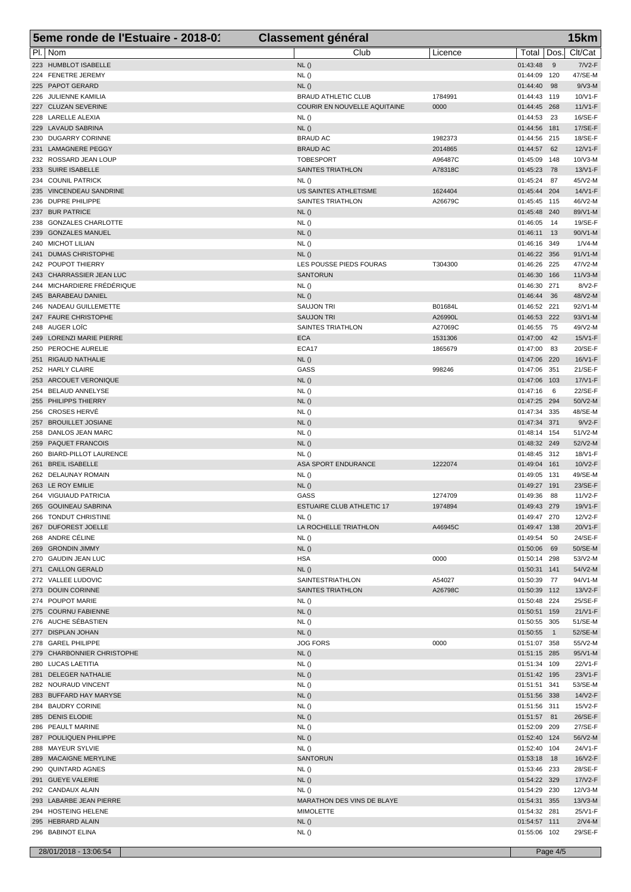## 5eme ronde de l'Estuaire - 2018-01 — Classement général — 15km

| Pl. | Nom | Club | Licence | Total | Dos. | Clt/Cat |
|---|---|---|---|---|---|---|
| 223 | HUMBLOT ISABELLE | NL () | | 01:43:48 | 9 | 7/V2-F |
| 224 | FENETRE JEREMY | NL () | | 01:44:09 | 120 | 47/SE-M |
| 225 | PAPOT GERARD | NL () | | 01:44:40 | 98 | 9/V3-M |
| 226 | JULIENNE KAMILIA | BRAUD ATHLETIC CLUB | 1784991 | 01:44:43 | 119 | 10/V1-F |
| 227 | CLUZAN SEVERINE | COURIR EN NOUVELLE AQUITAINE | 0000 | 01:44:45 | 268 | 11/V1-F |
| 228 | LARELLE ALEXIA | NL () | | 01:44:53 | 23 | 16/SE-F |
| 229 | LAVAUD SABRINA | NL () | | 01:44:56 | 181 | 17/SE-F |
| 230 | DUGARRY CORINNE | BRAUD AC | 1982373 | 01:44:56 | 215 | 18/SE-F |
| 231 | LAMAGNERE PEGGY | BRAUD AC | 2014865 | 01:44:57 | 62 | 12/V1-F |
| 232 | ROSSARD JEAN LOUP | TOBESPORT | A96487C | 01:45:09 | 148 | 10/V3-M |
| 233 | SUIRE ISABELLE | SAINTES TRIATHLON | A78318C | 01:45:23 | 78 | 13/V1-F |
| 234 | COUNIL PATRICK | NL () | | 01:45:24 | 87 | 45/V2-M |
| 235 | VINCENDEAU SANDRINE | US SAINTES ATHLETISME | 1624404 | 01:45:44 | 204 | 14/V1-F |
| 236 | DUPRE PHILIPPE | SAINTES TRIATHLON | A26679C | 01:45:45 | 115 | 46/V2-M |
| 237 | BUR PATRICE | NL () | | 01:45:48 | 240 | 89/V1-M |
| 238 | GONZALES CHARLOTTE | NL () | | 01:46:05 | 14 | 19/SE-F |
| 239 | GONZALES MANUEL | NL () | | 01:46:11 | 13 | 90/V1-M |
| 240 | MICHOT LILIAN | NL () | | 01:46:16 | 349 | 1/V4-M |
| 241 | DUMAS CHRISTOPHE | NL () | | 01:46:22 | 356 | 91/V1-M |
| 242 | POUPOT THIERRY | LES POUSSE PIEDS FOURAS | T304300 | 01:46:26 | 225 | 47/V2-M |
| 243 | CHARRASSIER JEAN LUC | SANTORUN | | 01:46:30 | 166 | 11/V3-M |
| 244 | MICHARDIERE FRÉDÉRIQUE | NL () | | 01:46:30 | 271 | 8/V2-F |
| 245 | BARABEAU DANIEL | NL () | | 01:46:44 | 36 | 48/V2-M |
| 246 | NADEAU GUILLEMETTE | SAUJON TRI | B01684L | 01:46:52 | 221 | 92/V1-M |
| 247 | FAURE CHRISTOPHE | SAUJON TRI | A26990L | 01:46:53 | 222 | 93/V1-M |
| 248 | AUGER LOÏC | SAINTES TRIATHLON | A27069C | 01:46:55 | 75 | 49/V2-M |
| 249 | LORENZI MARIE PIERRE | ECA | 1531306 | 01:47:00 | 42 | 15/V1-F |
| 250 | PEROCHE AURELIE | ECA17 | 1865679 | 01:47:00 | 83 | 20/SE-F |
| 251 | RIGAUD NATHALIE | NL () | | 01:47:06 | 220 | 16/V1-F |
| 252 | HARLY CLAIRE | GASS | 998246 | 01:47:06 | 351 | 21/SE-F |
| 253 | ARCOUET VERONIQUE | NL () | | 01:47:06 | 103 | 17/V1-F |
| 254 | BELAUD ANNELYSE | NL () | | 01:47:16 | 6 | 22/SE-F |
| 255 | PHILIPPS THIERRY | NL () | | 01:47:25 | 294 | 50/V2-M |
| 256 | CROSES HERVÉ | NL () | | 01:47:34 | 335 | 48/SE-M |
| 257 | BROUILLET JOSIANE | NL () | | 01:47:34 | 371 | 9/V2-F |
| 258 | DANLOS JEAN MARC | NL () | | 01:48:14 | 154 | 51/V2-M |
| 259 | PAQUET FRANCOIS | NL () | | 01:48:32 | 249 | 52/V2-M |
| 260 | BIARD-PILLOT LAURENCE | NL () | | 01:48:45 | 312 | 18/V1-F |
| 261 | BREIL ISABELLE | ASA SPORT ENDURANCE | 1222074 | 01:49:04 | 161 | 10/V2-F |
| 262 | DELAUNAY ROMAIN | NL () | | 01:49:05 | 131 | 49/SE-M |
| 263 | LE ROY EMILIE | NL () | | 01:49:27 | 191 | 23/SE-F |
| 264 | VIGUIAUD PATRICIA | GASS | 1274709 | 01:49:36 | 88 | 11/V2-F |
| 265 | GOUINEAU SABRINA | ESTUAIRE CLUB ATHLETIC 17 | 1974894 | 01:49:43 | 279 | 19/V1-F |
| 266 | TONDUT CHRISTINE | NL () | | 01:49:47 | 270 | 12/V2-F |
| 267 | DUFOREST JOELLE | LA ROCHELLE TRIATHLON | A46945C | 01:49:47 | 138 | 20/V1-F |
| 268 | ANDRE CÉLINE | NL () | | 01:49:54 | 50 | 24/SE-F |
| 269 | GRONDIN JIMMY | NL () | | 01:50:06 | 69 | 50/SE-M |
| 270 | GAUDIN JEAN LUC | HSA | 0000 | 01:50:14 | 298 | 53/V2-M |
| 271 | CAILLON GERALD | NL () | | 01:50:31 | 141 | 54/V2-M |
| 272 | VALLEE LUDOVIC | SAINTESTRIATHLON | A54027 | 01:50:39 | 77 | 94/V1-M |
| 273 | DOUIN CORINNE | SAINTES TRIATHLON | A26798C | 01:50:39 | 112 | 13/V2-F |
| 274 | POUPOT MARIE | NL () | | 01:50:48 | 224 | 25/SE-F |
| 275 | COURNU FABIENNE | NL () | | 01:50:51 | 159 | 21/V1-F |
| 276 | AUCHE SÉBASTIEN | NL () | | 01:50:55 | 305 | 51/SE-M |
| 277 | DISPLAN JOHAN | NL () | | 01:50:55 | 1 | 52/SE-M |
| 278 | GAREL PHILIPPE | JOG FORS | 0000 | 01:51:07 | 358 | 55/V2-M |
| 279 | CHARBONNIER CHRISTOPHE | NL () | | 01:51:15 | 285 | 95/V1-M |
| 280 | LUCAS LAETITIA | NL () | | 01:51:34 | 109 | 22/V1-F |
| 281 | DELEGER NATHALIE | NL () | | 01:51:42 | 195 | 23/V1-F |
| 282 | NOURAUD VINCENT | NL () | | 01:51:51 | 341 | 53/SE-M |
| 283 | BUFFARD HAY MARYSE | NL () | | 01:51:56 | 338 | 14/V2-F |
| 284 | BAUDRY CORINE | NL () | | 01:51:56 | 311 | 15/V2-F |
| 285 | DENIS ELODIE | NL () | | 01:51:57 | 81 | 26/SE-F |
| 286 | PEAULT MARINE | NL () | | 01:52:09 | 209 | 27/SE-F |
| 287 | POULIQUEN PHILIPPE | NL () | | 01:52:40 | 124 | 56/V2-M |
| 288 | MAYEUR SYLVIE | NL () | | 01:52:40 | 104 | 24/V1-F |
| 289 | MACAIGNE MERYLINE | SANTORUN | | 01:53:18 | 18 | 16/V2-F |
| 290 | QUINTARD AGNES | NL () | | 01:53:46 | 233 | 28/SE-F |
| 291 | GUEYE VALERIE | NL () | | 01:54:22 | 329 | 17/V2-F |
| 292 | CANDAUX ALAIN | NL () | | 01:54:29 | 230 | 12/V3-M |
| 293 | LABARBE JEAN PIERRE | MARATHON DES VINS DE BLAYE | | 01:54:31 | 355 | 13/V3-M |
| 294 | HOSTEING HELENE | MIMOLETTE | | 01:54:32 | 281 | 25/V1-F |
| 295 | HEBRARD ALAIN | NL () | | 01:54:57 | 111 | 2/V4-M |
| 296 | BABINOT ELINA | NL () | | 01:55:06 | 102 | 29/SE-F |

28/01/2018 - 13:06:54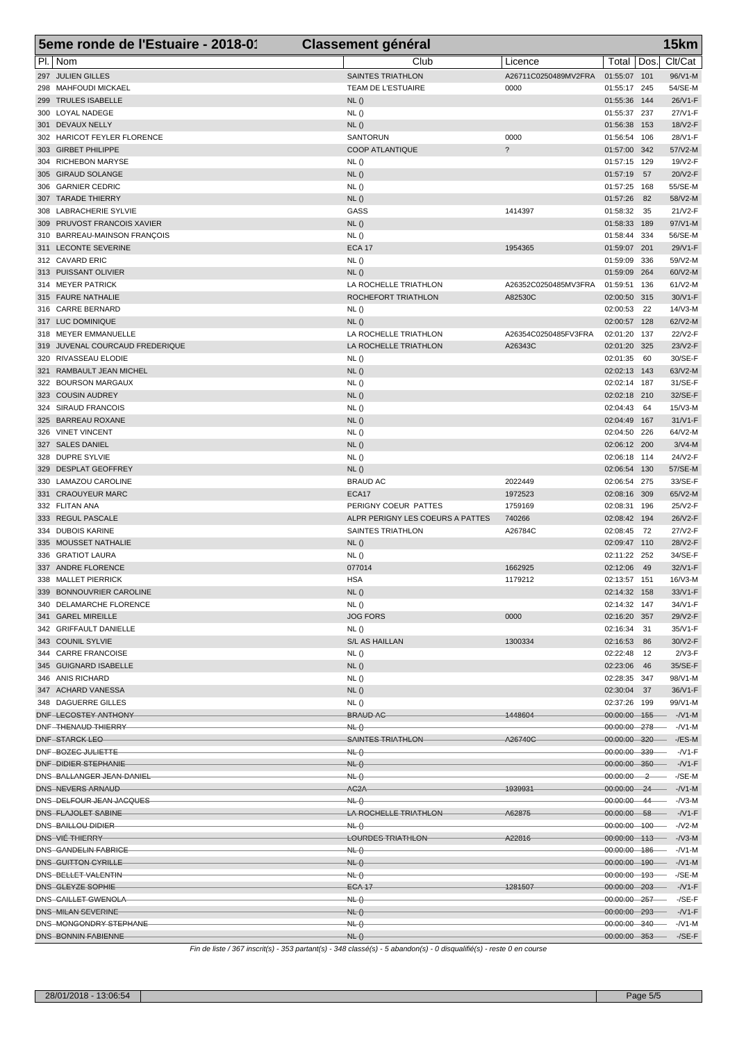# 5eme ronde de l'Estuaire - 2018-01 — Classement général — 15km

| Pl. | Nom | Club | Licence | Total | Dos. | Clt/Cat |
|---|---|---|---|---|---|---|
| 297 | JULIEN GILLES | SAINTES TRIATHLON | A26711C0250489MV2FRA | 01:55:07 | 101 | 96/V1-M |
| 298 | MAHFOUDI MICKAEL | TEAM DE L'ESTUAIRE | 0000 | 01:55:17 | 245 | 54/SE-M |
| 299 | TRULES ISABELLE | NL () | | 01:55:36 | 144 | 26/V1-F |
| 300 | LOYAL NADEGE | NL () | | 01:55:37 | 237 | 27/V1-F |
| 301 | DEVAUX NELLY | NL () | | 01:56:38 | 153 | 18/V2-F |
| 302 | HARICOT FEYLER FLORENCE | SANTORUN | 0000 | 01:56:54 | 106 | 28/V1-F |
| 303 | GIRBET PHILIPPE | COOP ATLANTIQUE | ? | 01:57:00 | 342 | 57/V2-M |
| 304 | RICHEBON MARYSE | NL () | | 01:57:15 | 129 | 19/V2-F |
| 305 | GIRAUD SOLANGE | NL () | | 01:57:19 | 57 | 20/V2-F |
| 306 | GARNIER CEDRIC | NL () | | 01:57:25 | 168 | 55/SE-M |
| 307 | TARADE THIERRY | NL () | | 01:57:26 | 82 | 58/V2-M |
| 308 | LABRACHERIE SYLVIE | GASS | 1414397 | 01:58:32 | 35 | 21/V2-F |
| 309 | PRUVOST FRANCOIS XAVIER | NL () | | 01:58:33 | 189 | 97/V1-M |
| 310 | BARREAU-MAINSON FRANÇOIS | NL () | | 01:58:44 | 334 | 56/SE-M |
| 311 | LECONTE SEVERINE | ECA 17 | 1954365 | 01:59:07 | 201 | 29/V1-F |
| 312 | CAVARD ERIC | NL () | | 01:59:09 | 336 | 59/V2-M |
| 313 | PUISSANT OLIVIER | NL () | | 01:59:09 | 264 | 60/V2-M |
| 314 | MEYER PATRICK | LA ROCHELLE TRIATHLON | A26352C0250485MV3FRA | 01:59:51 | 136 | 61/V2-M |
| 315 | FAURE NATHALIE | ROCHEFORT TRIATHLON | A82530C | 02:00:50 | 315 | 30/V1-F |
| 316 | CARRE BERNARD | NL () | | 02:00:53 | 22 | 14/V3-M |
| 317 | LUC DOMINIQUE | NL () | | 02:00:57 | 128 | 62/V2-M |
| 318 | MEYER EMMANUELLE | LA ROCHELLE TRIATHLON | A26354C0250485FV3FRA | 02:01:20 | 137 | 22/V2-F |
| 319 | JUVENAL COURCAUD FREDERIQUE | LA ROCHELLE TRIATHLON | A26343C | 02:01:20 | 325 | 23/V2-F |
| 320 | RIVASSEAU ELODIE | NL () | | 02:01:35 | 60 | 30/SE-F |
| 321 | RAMBAULT JEAN MICHEL | NL () | | 02:02:13 | 143 | 63/V2-M |
| 322 | BOURSON MARGAUX | NL () | | 02:02:14 | 187 | 31/SE-F |
| 323 | COUSIN AUDREY | NL () | | 02:02:18 | 210 | 32/SE-F |
| 324 | SIRAUD FRANCOIS | NL () | | 02:04:43 | 64 | 15/V3-M |
| 325 | BARREAU ROXANE | NL () | | 02:04:49 | 167 | 31/V1-F |
| 326 | VINET VINCENT | NL () | | 02:04:50 | 226 | 64/V2-M |
| 327 | SALES DANIEL | NL () | | 02:06:12 | 200 | 3/V4-M |
| 328 | DUPRE SYLVIE | NL () | | 02:06:18 | 114 | 24/V2-F |
| 329 | DESPLAT GEOFFREY | NL () | | 02:06:54 | 130 | 57/SE-M |
| 330 | LAMAZOU CAROLINE | BRAUD AC | 2022449 | 02:06:54 | 275 | 33/SE-F |
| 331 | CRAOUYEUR MARC | ECA17 | 1972523 | 02:08:16 | 309 | 65/V2-M |
| 332 | FLITAN ANA | PERIGNY COEUR PATTES | 1759169 | 02:08:31 | 196 | 25/V2-F |
| 333 | REGUL PASCALE | ALPR PERIGNY LES COEURS A PATTES | 740266 | 02:08:42 | 194 | 26/V2-F |
| 334 | DUBOIS KARINE | SAINTES TRIATHLON | A26784C | 02:08:45 | 72 | 27/V2-F |
| 335 | MOUSSET NATHALIE | NL () | | 02:09:47 | 110 | 28/V2-F |
| 336 | GRATIOT LAURA | NL () | | 02:11:22 | 252 | 34/SE-F |
| 337 | ANDRE FLORENCE | 077014 | 1662925 | 02:12:06 | 49 | 32/V1-F |
| 338 | MALLET PIERRICK | HSA | 1179212 | 02:13:57 | 151 | 16/V3-M |
| 339 | BONNOUVRIER CAROLINE | NL () | | 02:14:32 | 158 | 33/V1-F |
| 340 | DELAMARCHE FLORENCE | NL () | | 02:14:32 | 147 | 34/V1-F |
| 341 | GAREL MIREILLE | JOG FORS | 0000 | 02:16:20 | 357 | 29/V2-F |
| 342 | GRIFFAULT DANIELLE | NL () | | 02:16:34 | 31 | 35/V1-F |
| 343 | COUNIL SYLVIE | S/L AS HAILLAN | 1300334 | 02:16:53 | 86 | 30/V2-F |
| 344 | CARRE FRANCOISE | NL () | | 02:22:48 | 12 | 2/V3-F |
| 345 | GUIGNARD ISABELLE | NL () | | 02:23:06 | 46 | 35/SE-F |
| 346 | ANIS RICHARD | NL () | | 02:28:35 | 347 | 98/V1-M |
| 347 | ACHARD VANESSA | NL () | | 02:30:04 | 37 | 36/V1-F |
| 348 | DAGUERRE GILLES | NL () | | 02:37:26 | 199 | 99/V1-M |
| DNF | ~~LECOSTEY ANTHONY~~ | ~~BRAUD AC~~ | ~~1448604~~ | ~~00:00:00~~ | ~~155~~ | -/V1-M |
| DNF | ~~THENAUD THIERRY~~ | ~~NL ()~~ | | ~~00:00:00~~ | ~~278~~ | -/V1-M |
| DNF | ~~STARCK LEO~~ | ~~SAINTES TRIATHLON~~ | ~~A26740C~~ | ~~00:00:00~~ | ~~320~~ | -/ES-M |
| DNF | ~~BOZEC JULIETTE~~ | ~~NL ()~~ | | ~~00:00:00~~ | ~~339~~ | -/V1-F |
| DNF | ~~DIDIER STEPHANIE~~ | ~~NL ()~~ | | ~~00:00:00~~ | ~~350~~ | -/V1-F |
| DNS | ~~BALLANGER JEAN DANIEL~~ | ~~NL ()~~ | | ~~00:00:00~~ | ~~2~~ | -/SE-M |
| DNS | ~~NEVERS ARNAUD~~ | ~~AC2A~~ | ~~1939931~~ | ~~00:00:00~~ | ~~24~~ | -/V1-M |
| DNS | ~~DELFOUR JEAN JACQUES~~ | ~~NL ()~~ | | ~~00:00:00~~ | ~~44~~ | -/V3-M |
| DNS | ~~FLAJOLET SABINE~~ | ~~LA ROCHELLE TRIATHLON~~ | ~~A62875~~ | ~~00:00:00~~ | ~~58~~ | -/V1-F |
| DNS | ~~BAILLOU DIDIER~~ | ~~NL ()~~ | | ~~00:00:00~~ | ~~100~~ | -/V2-M |
| DNS | ~~VIÉ THIERRY~~ | ~~LOURDES TRIATHLON~~ | ~~A22816~~ | ~~00:00:00~~ | ~~113~~ | -/V3-M |
| DNS | ~~GANDELIN FABRICE~~ | ~~NL ()~~ | | ~~00:00:00~~ | ~~186~~ | -/V1-M |
| DNS | ~~GUITTON CYRILLE~~ | ~~NL ()~~ | | ~~00:00:00~~ | ~~190~~ | -/V1-M |
| DNS | ~~BELLET VALENTIN~~ | ~~NL ()~~ | | ~~00:00:00~~ | ~~193~~ | -/SE-M |
| DNS | ~~GLEYZE SOPHIE~~ | ~~ECA 17~~ | ~~1281507~~ | ~~00:00:00~~ | ~~203~~ | -/V1-F |
| DNS | ~~CAILLET GWENOLA~~ | ~~NL ()~~ | | ~~00:00:00~~ | ~~257~~ | -/SE-F |
| DNS | ~~MILAN SEVERINE~~ | ~~NL ()~~ | | ~~00:00:00~~ | ~~293~~ | -/V1-F |
| DNS | ~~MONGONDRY STEPHANE~~ | ~~NL ()~~ | | ~~00:00:00~~ | ~~340~~ | -/V1-M |
| DNS | ~~BONNIN FABIENNE~~ | ~~NL ()~~ | | ~~00:00:00~~ | ~~353~~ | -/SE-F |

*Fin de liste / 367 inscrit(s) - 353 partant(s) - 348 classé(s) - 5 abandon(s) - 0 disqualifié(s) - reste 0 en course*

28/01/2018 - 13:06:54